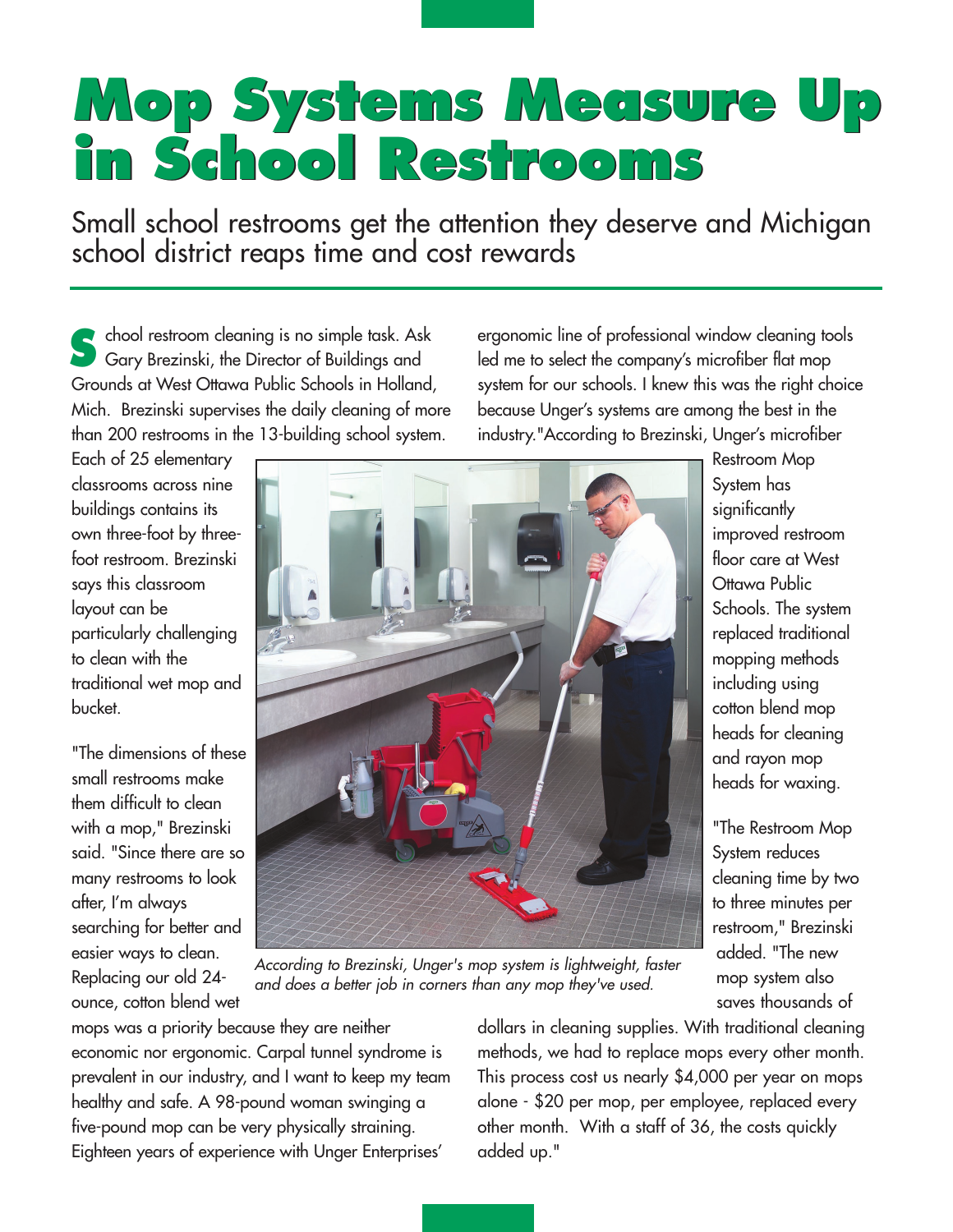# Mop Systems Measure Up in School Restrooms

Small school restrooms get the attention they deserve and Michigan school district reaps time and cost rewards

School restroom cleaning is no simple task. Ask Gary Brezinski, the Director of Buildings and Grounds at West Ottawa Public Schools in Holland, Mich. Brezinski supervises the daily cleaning of more than 200 restrooms in the 13-building school system. Each of 25 elementary classrooms across nine buildings contains its own three-foot by three-foot restroom. Brezinski says this classroom layout can be particularly challenging to clean with the traditional wet mop and bucket.

"The dimensions of these small restrooms make them difficult to clean with a mop," Brezinski said. "Since there are so many restrooms to look after, I'm always searching for better and easier ways to clean. Replacing our old 24-ounce, cotton blend wet mops was a priority because they are neither economic nor ergonomic. Carpal tunnel syndrome is prevalent in our industry, and I want to keep my team healthy and safe. A 98-pound woman swinging a five-pound mop can be very physically straining. Eighteen years of experience with Unger Enterprises' ergonomic line of professional window cleaning tools led me to select the company's microfiber flat mop system for our schools. I knew this was the right choice because Unger's systems are among the best in the industry."According to Brezinski, Unger's microfiber Restroom Mop System has significantly improved restroom floor care at West Ottawa Public Schools. The system replaced traditional mopping methods including using cotton blend mop heads for cleaning and rayon mop heads for waxing.

*According to Brezinski, Unger's mop system is lightweight, faster and does a better job in corners than any mop they've used.*

"The Restroom Mop System reduces cleaning time by two to three minutes per restroom," Brezinski added. "The new mop system also saves thousands of dollars in cleaning supplies. With traditional cleaning methods, we had to replace mops every other month. This process cost us nearly $4,000 per year on mops alone - $20 per mop, per employee, replaced every other month. With a staff of 36, the costs quickly added up."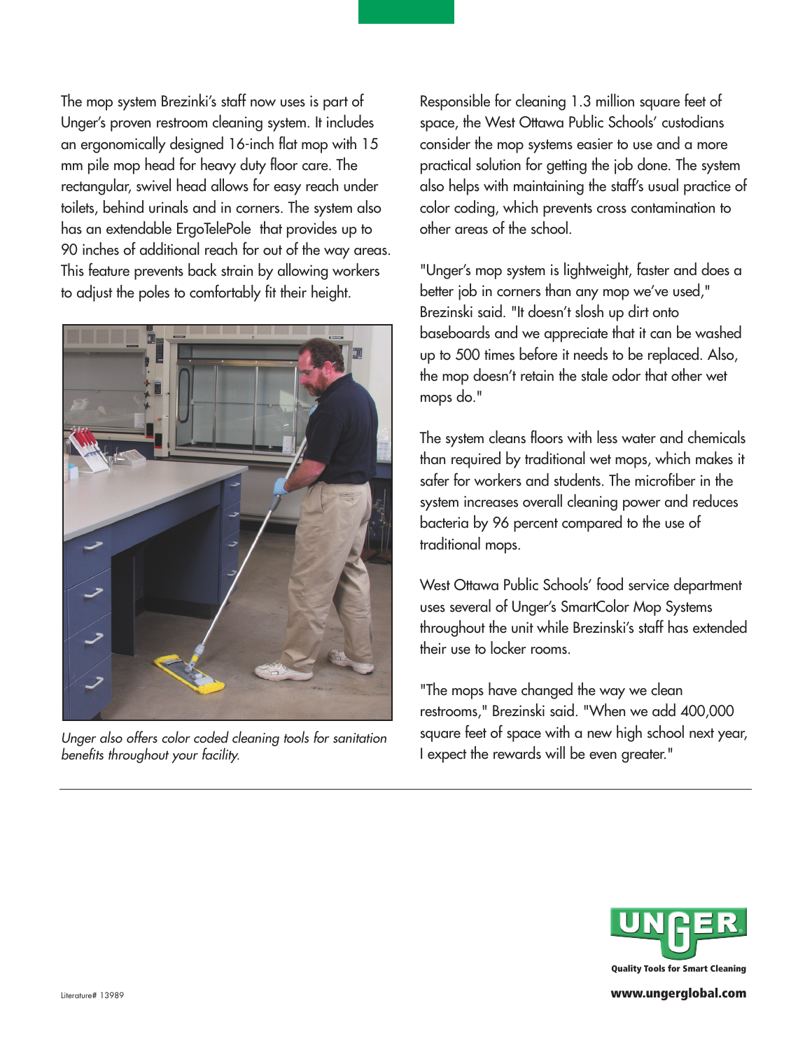The mop system Brezinki's staff now uses is part of Unger's proven restroom cleaning system. It includes an ergonomically designed 16-inch flat mop with 15 mm pile mop head for heavy duty floor care. The rectangular, swivel head allows for easy reach under toilets, behind urinals and in corners. The system also has an extendable ErgoTelePole that provides up to 90 inches of additional reach for out of the way areas. This feature prevents back strain by allowing workers to adjust the poles to comfortably fit their height.

*Unger also offers color coded cleaning tools for sanitation benefits throughout your facility.*

Responsible for cleaning 1.3 million square feet of space, the West Ottawa Public Schools' custodians consider the mop systems easier to use and a more practical solution for getting the job done. The system also helps with maintaining the staff's usual practice of color coding, which prevents cross contamination to other areas of the school.

"Unger's mop system is lightweight, faster and does a better job in corners than any mop we've used," Brezinski said. "It doesn't slosh up dirt onto baseboards and we appreciate that it can be washed up to 500 times before it needs to be replaced. Also, the mop doesn't retain the stale odor that other wet mops do."

The system cleans floors with less water and chemicals than required by traditional wet mops, which makes it safer for workers and students. The microfiber in the system increases overall cleaning power and reduces bacteria by 96 percent compared to the use of traditional mops.

West Ottawa Public Schools' food service department uses several of Unger's SmartColor Mop Systems throughout the unit while Brezinski's staff has extended their use to locker rooms.

"The mops have changed the way we clean restrooms," Brezinski said. "When we add 400,000 square feet of space with a new high school next year, I expect the rewards will be even greater."

---

UNGER

Quality Tools for Smart Cleaning

Literature# 13989

www.ungerglobal.com